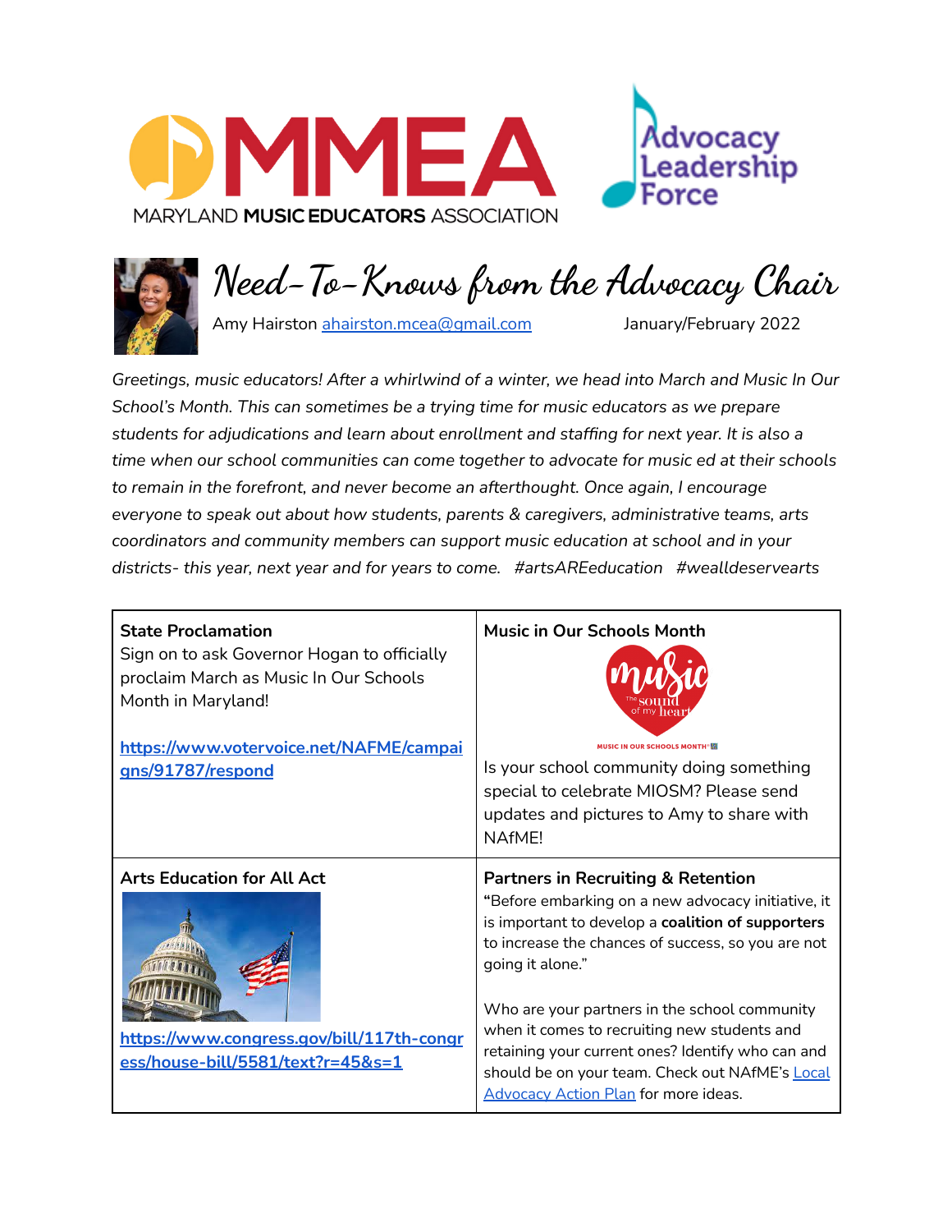MARYLAND MUSIC EDUCATORS ASSOCIATION

Advocacy Leadership Force

# Need-To-Knows from the Advocacy Chair

Amy Hairston ahairston.mcea@gmail.com January/February 2022

*Greetings, music educators! After a whirlwind of a winter, we head into March and Music In Our School's Month. This can sometimes be a trying time for music educators as we prepare students for adjudications and learn about enrollment and staffing for next year. It is also a time when our school communities can come together to advocate for music ed at their schools to remain in the forefront, and never become an afterthought. Once again, I encourage everyone to speak out about how students, parents & caregivers, administrative teams, arts coordinators and community members can support music education at school and in your districts- this year, next year and for years to come. #artsAREeducation #wealldeservearts*

| | |
|---|---|
| **State Proclamation**<br>Sign on to ask Governor Hogan to officially proclaim March as Music In Our Schools Month in Maryland!<br><br>**https://www.votervoice.net/NAFME/campaigns/91787/respond** | **Music in Our Schools Month**<br>music The sound of my heart<br>MUSIC IN OUR SCHOOLS MONTH®<br>Is your school community doing something special to celebrate MIOSM? Please send updates and pictures to Amy to share with NAfME! |
| **Arts Education for All Act**<br><br>**https://www.congress.gov/bill/117th-congress/house-bill/5581/text?r=45&s=1** | **Partners in Recruiting & Retention**<br>"Before embarking on a new advocacy initiative, it is important to develop a **coalition of supporters** to increase the chances of success, so you are not going it alone."<br><br>Who are your partners in the school community when it comes to recruiting new students and retaining your current ones? Identify who can and should be on your team. Check out NAfME's Local Advocacy Action Plan for more ideas. |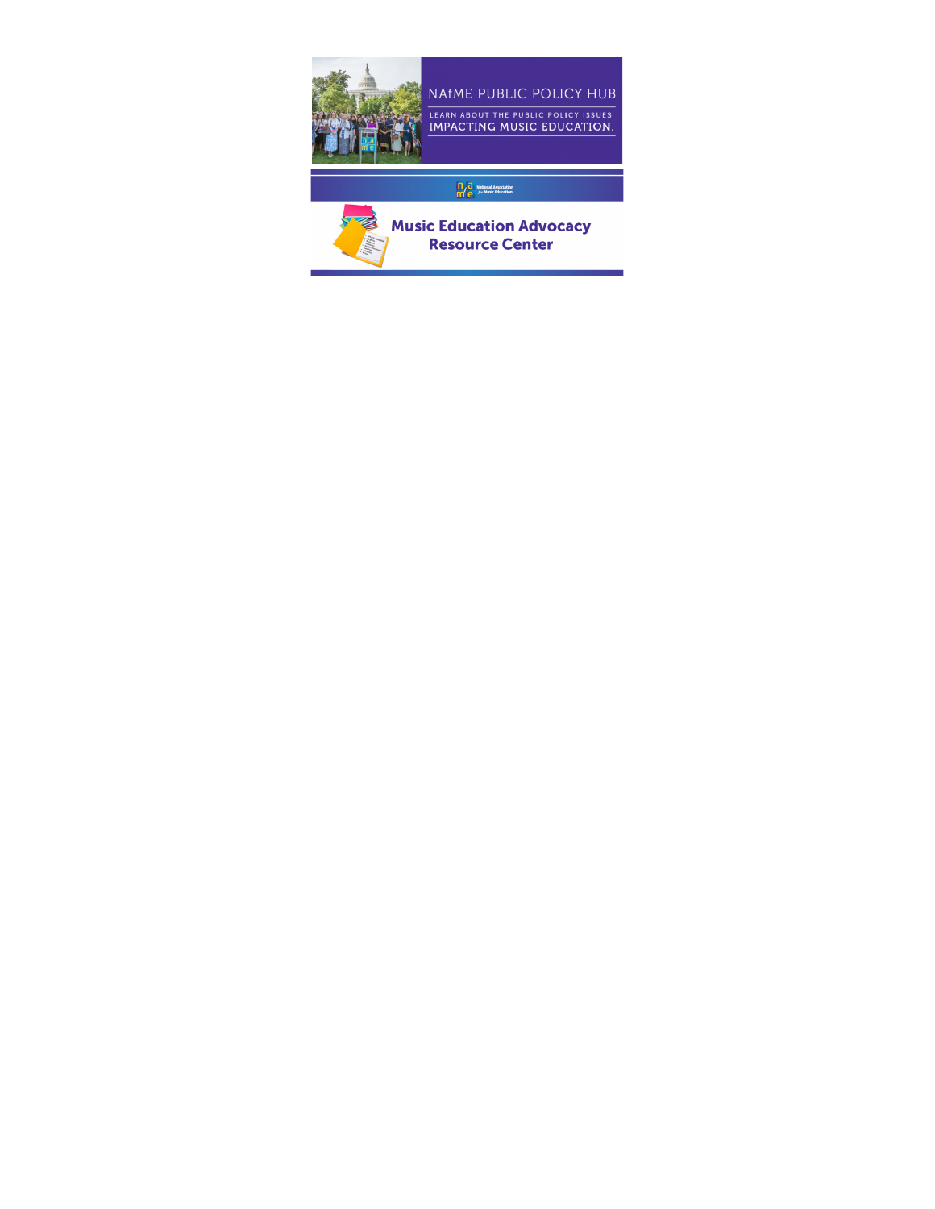NAfME PUBLIC POLICY HUB

LEARN ABOUT THE PUBLIC POLICY ISSUES IMPACTING MUSIC EDUCATION.

National Association for Music Education

Music Education Advocacy Resource Center